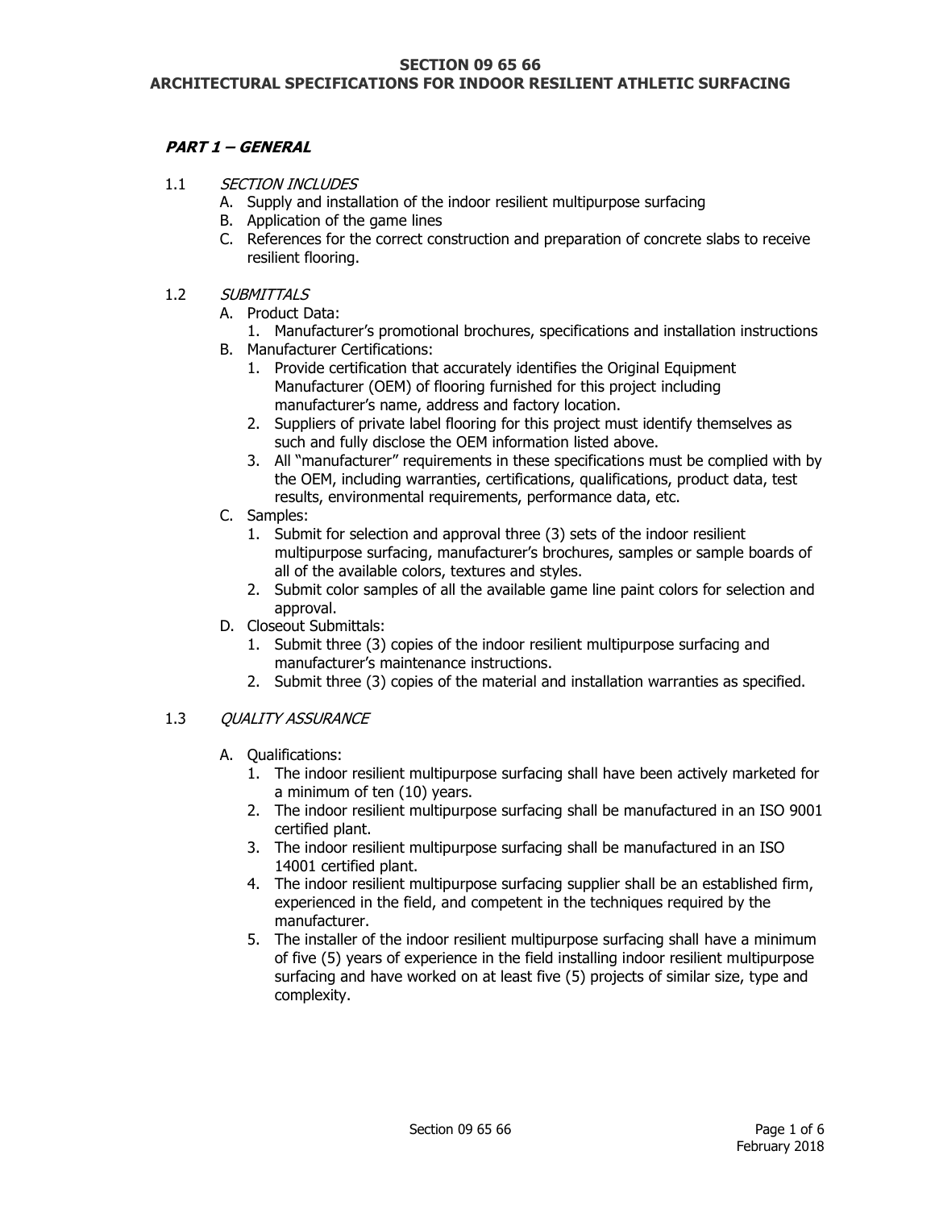# SECTION 09 65 66
# ARCHITECTURAL SPECIFICATIONS FOR INDOOR RESILIENT ATHLETIC SURFACING

## *PART 1 – GENERAL*

### 1.1 *SECTION INCLUDES*

A. Supply and installation of the indoor resilient multipurpose surfacing

B. Application of the game lines

C. References for the correct construction and preparation of concrete slabs to receive resilient flooring.

### 1.2 *SUBMITTALS*

A. Product Data:
   1. Manufacturer's promotional brochures, specifications and installation instructions

B. Manufacturer Certifications:
   1. Provide certification that accurately identifies the Original Equipment Manufacturer (OEM) of flooring furnished for this project including manufacturer's name, address and factory location.
   2. Suppliers of private label flooring for this project must identify themselves as such and fully disclose the OEM information listed above.
   3. All "manufacturer" requirements in these specifications must be complied with by the OEM, including warranties, certifications, qualifications, product data, test results, environmental requirements, performance data, etc.

C. Samples:
   1. Submit for selection and approval three (3) sets of the indoor resilient multipurpose surfacing, manufacturer's brochures, samples or sample boards of all of the available colors, textures and styles.
   2. Submit color samples of all the available game line paint colors for selection and approval.

D. Closeout Submittals:
   1. Submit three (3) copies of the indoor resilient multipurpose surfacing and manufacturer's maintenance instructions.
   2. Submit three (3) copies of the material and installation warranties as specified.

### 1.3 *QUALITY ASSURANCE*

A. Qualifications:
   1. The indoor resilient multipurpose surfacing shall have been actively marketed for a minimum of ten (10) years.
   2. The indoor resilient multipurpose surfacing shall be manufactured in an ISO 9001 certified plant.
   3. The indoor resilient multipurpose surfacing shall be manufactured in an ISO 14001 certified plant.
   4. The indoor resilient multipurpose surfacing supplier shall be an established firm, experienced in the field, and competent in the techniques required by the manufacturer.
   5. The installer of the indoor resilient multipurpose surfacing shall have a minimum of five (5) years of experience in the field installing indoor resilient multipurpose surfacing and have worked on at least five (5) projects of similar size, type and complexity.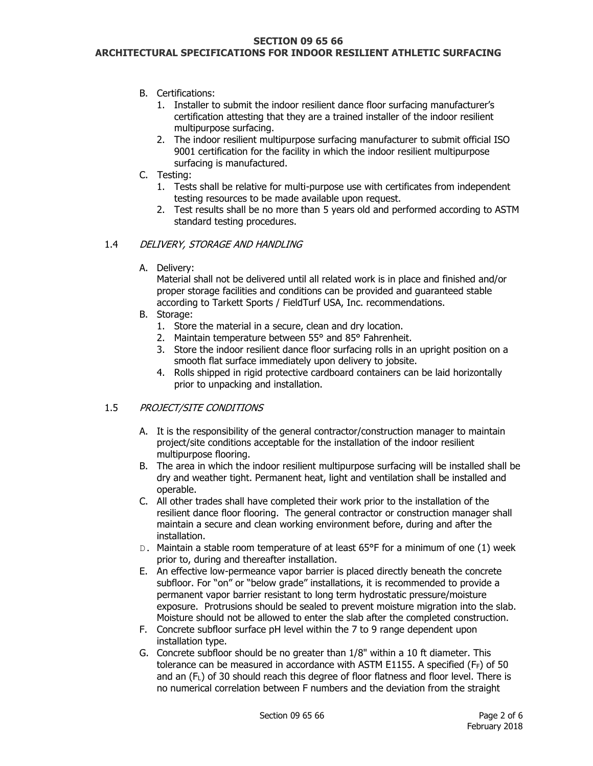B. Certifications:
   1. Installer to submit the indoor resilient dance floor surfacing manufacturer's certification attesting that they are a trained installer of the indoor resilient multipurpose surfacing.
   2. The indoor resilient multipurpose surfacing manufacturer to submit official ISO 9001 certification for the facility in which the indoor resilient multipurpose surfacing is manufactured.
C. Testing:
   1. Tests shall be relative for multi-purpose use with certificates from independent testing resources to be made available upon request.
   2. Test results shall be no more than 5 years old and performed according to ASTM standard testing procedures.

1.4 *DELIVERY, STORAGE AND HANDLING*

A. Delivery:
   Material shall not be delivered until all related work is in place and finished and/or proper storage facilities and conditions can be provided and guaranteed stable according to Tarkett Sports / FieldTurf USA, Inc. recommendations.
B. Storage:
   1. Store the material in a secure, clean and dry location.
   2. Maintain temperature between 55° and 85° Fahrenheit.
   3. Store the indoor resilient dance floor surfacing rolls in an upright position on a smooth flat surface immediately upon delivery to jobsite.
   4. Rolls shipped in rigid protective cardboard containers can be laid horizontally prior to unpacking and installation.

1.5 *PROJECT/SITE CONDITIONS*

A. It is the responsibility of the general contractor/construction manager to maintain project/site conditions acceptable for the installation of the indoor resilient multipurpose flooring.
B. The area in which the indoor resilient multipurpose surfacing will be installed shall be dry and weather tight. Permanent heat, light and ventilation shall be installed and operable.
C. All other trades shall have completed their work prior to the installation of the resilient dance floor flooring. The general contractor or construction manager shall maintain a secure and clean working environment before, during and after the installation.
D. Maintain a stable room temperature of at least 65°F for a minimum of one (1) week prior to, during and thereafter installation.
E. An effective low-permeance vapor barrier is placed directly beneath the concrete subfloor. For "on" or "below grade" installations, it is recommended to provide a permanent vapor barrier resistant to long term hydrostatic pressure/moisture exposure. Protrusions should be sealed to prevent moisture migration into the slab. Moisture should not be allowed to enter the slab after the completed construction.
F. Concrete subfloor surface pH level within the 7 to 9 range dependent upon installation type.
G. Concrete subfloor should be no greater than 1/8" within a 10 ft diameter. This tolerance can be measured in accordance with ASTM E1155. A specified ($F_F$) of 50 and an ($F_L$) of 30 should reach this degree of floor flatness and floor level. There is no numerical correlation between F numbers and the deviation from the straight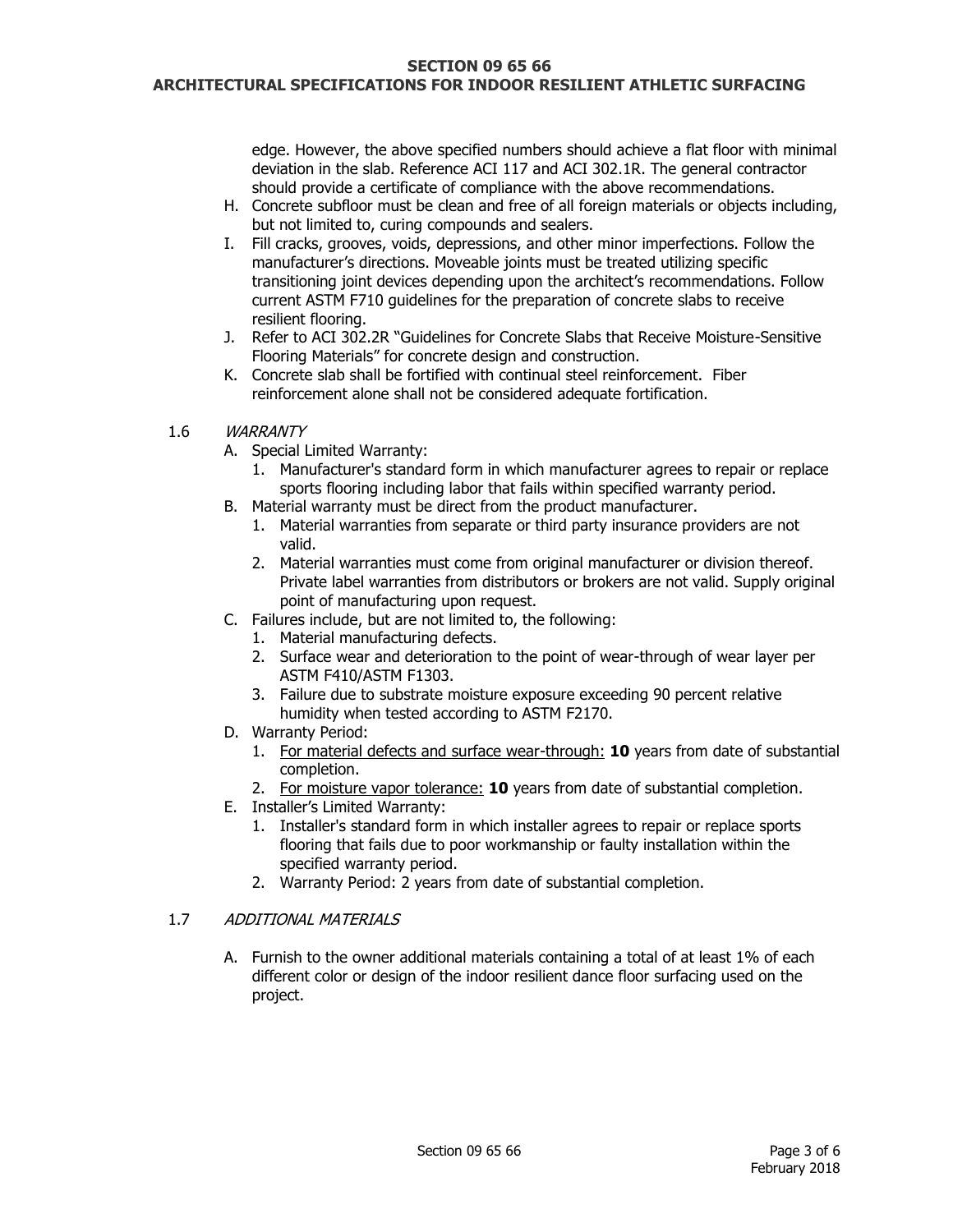edge. However, the above specified numbers should achieve a flat floor with minimal deviation in the slab. Reference ACI 117 and ACI 302.1R. The general contractor should provide a certificate of compliance with the above recommendations.

H. Concrete subfloor must be clean and free of all foreign materials or objects including, but not limited to, curing compounds and sealers.

I. Fill cracks, grooves, voids, depressions, and other minor imperfections. Follow the manufacturer's directions. Moveable joints must be treated utilizing specific transitioning joint devices depending upon the architect's recommendations. Follow current ASTM F710 guidelines for the preparation of concrete slabs to receive resilient flooring.

J. Refer to ACI 302.2R "Guidelines for Concrete Slabs that Receive Moisture-Sensitive Flooring Materials" for concrete design and construction.

K. Concrete slab shall be fortified with continual steel reinforcement. Fiber reinforcement alone shall not be considered adequate fortification.

## 1.6 *WARRANTY*

A. Special Limited Warranty:
   1. Manufacturer's standard form in which manufacturer agrees to repair or replace sports flooring including labor that fails within specified warranty period.

B. Material warranty must be direct from the product manufacturer.
   1. Material warranties from separate or third party insurance providers are not valid.
   2. Material warranties must come from original manufacturer or division thereof. Private label warranties from distributors or brokers are not valid. Supply original point of manufacturing upon request.

C. Failures include, but are not limited to, the following:
   1. Material manufacturing defects.
   2. Surface wear and deterioration to the point of wear-through of wear layer per ASTM F410/ASTM F1303.
   3. Failure due to substrate moisture exposure exceeding 90 percent relative humidity when tested according to ASTM F2170.

D. Warranty Period:
   1. <u>For material defects and surface wear-through:</u> **10** years from date of substantial completion.
   2. <u>For moisture vapor tolerance:</u> **10** years from date of substantial completion.

E. Installer's Limited Warranty:
   1. Installer's standard form in which installer agrees to repair or replace sports flooring that fails due to poor workmanship or faulty installation within the specified warranty period.
   2. Warranty Period: 2 years from date of substantial completion.

## 1.7 *ADDITIONAL MATERIALS*

A. Furnish to the owner additional materials containing a total of at least 1% of each different color or design of the indoor resilient dance floor surfacing used on the project.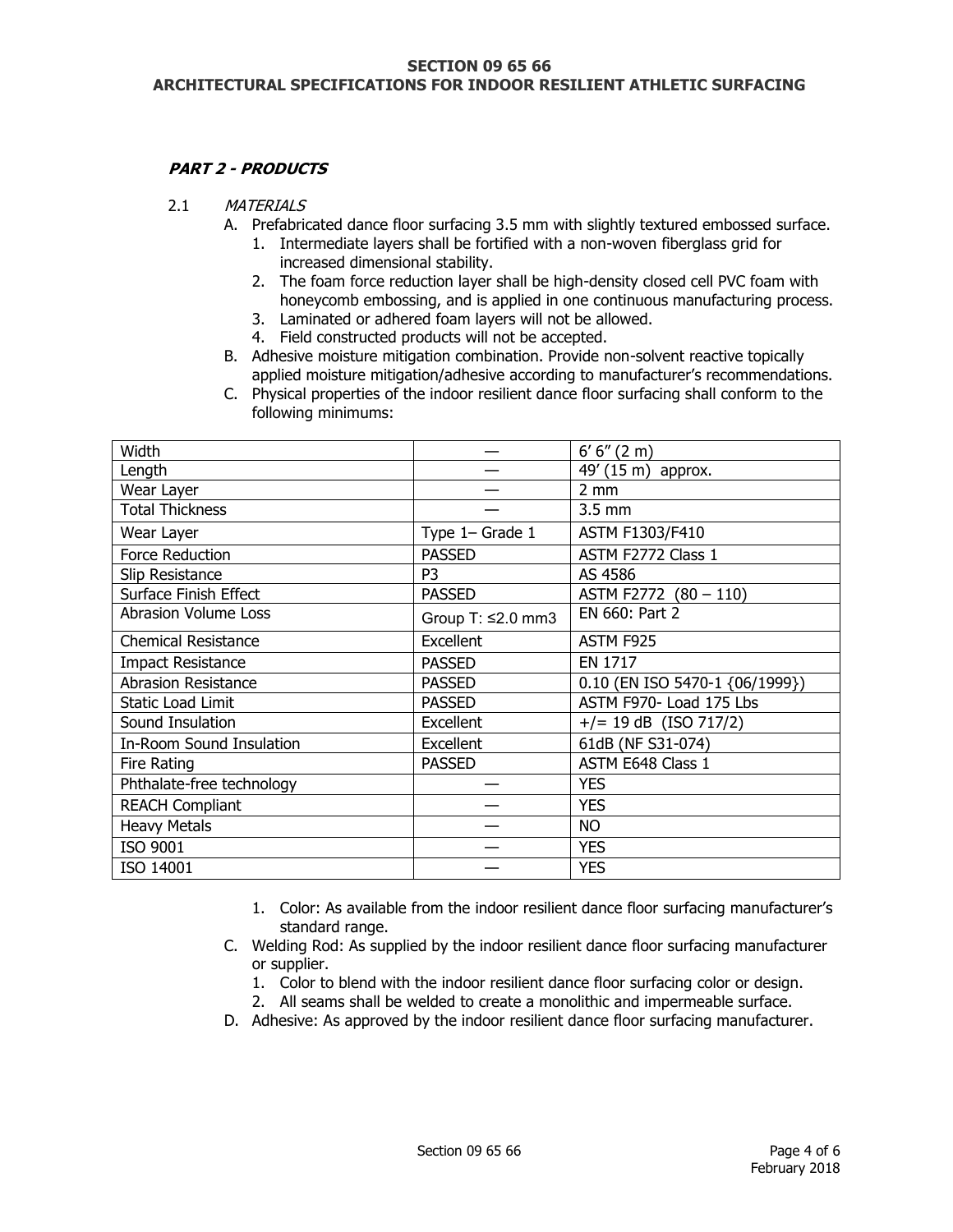**SECTION 09 65 66**
**ARCHITECTURAL SPECIFICATIONS FOR INDOOR RESILIENT ATHLETIC SURFACING**

## ***PART 2 - PRODUCTS***

2.1 *MATERIALS*

A. Prefabricated dance floor surfacing 3.5 mm with slightly textured embossed surface.
   1. Intermediate layers shall be fortified with a non-woven fiberglass grid for increased dimensional stability.
   2. The foam force reduction layer shall be high-density closed cell PVC foam with honeycomb embossing, and is applied in one continuous manufacturing process.
   3. Laminated or adhered foam layers will not be allowed.
   4. Field constructed products will not be accepted.

B. Adhesive moisture mitigation combination. Provide non-solvent reactive topically applied moisture mitigation/adhesive according to manufacturer's recommendations.

C. Physical properties of the indoor resilient dance floor surfacing shall conform to the following minimums:

| | | |
|---|---|---|
| Width | — | 6' 6" (2 m) |
| Length | — | 49' (15 m) approx. |
| Wear Layer | — | 2 mm |
| Total Thickness | — | 3.5 mm |
| Wear Layer | Type 1– Grade 1 | ASTM F1303/F410 |
| Force Reduction | PASSED | ASTM F2772 Class 1 |
| Slip Resistance | P3 | AS 4586 |
| Surface Finish Effect | PASSED | ASTM F2772 (80 – 110) |
| Abrasion Volume Loss | Group T: ≤2.0 mm3 | EN 660: Part 2 |
| Chemical Resistance | Excellent | ASTM F925 |
| Impact Resistance | PASSED | EN 1717 |
| Abrasion Resistance | PASSED | 0.10 (EN ISO 5470-1 {06/1999}) |
| Static Load Limit | PASSED | ASTM F970- Load 175 Lbs |
| Sound Insulation | Excellent | +/= 19 dB (ISO 717/2) |
| In-Room Sound Insulation | Excellent | 61dB (NF S31-074) |
| Fire Rating | PASSED | ASTM E648 Class 1 |
| Phthalate-free technology | — | YES |
| REACH Compliant | — | YES |
| Heavy Metals | — | NO |
| ISO 9001 | — | YES |
| ISO 14001 | — | YES |

   1. Color: As available from the indoor resilient dance floor surfacing manufacturer's standard range.

C. Welding Rod: As supplied by the indoor resilient dance floor surfacing manufacturer or supplier.
   1. Color to blend with the indoor resilient dance floor surfacing color or design.
   2. All seams shall be welded to create a monolithic and impermeable surface.

D. Adhesive: As approved by the indoor resilient dance floor surfacing manufacturer.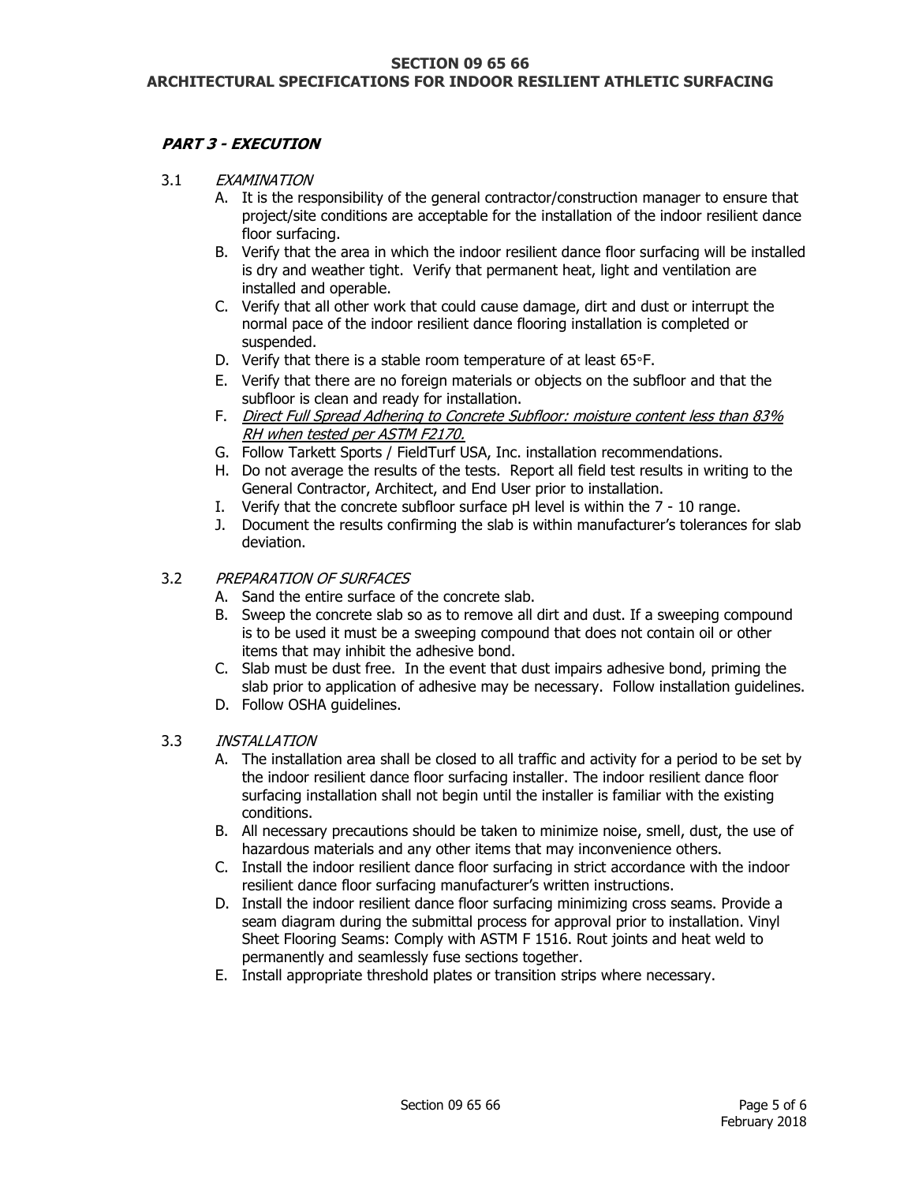## PART 3 - EXECUTION

3.1 *EXAMINATION*

A. It is the responsibility of the general contractor/construction manager to ensure that project/site conditions are acceptable for the installation of the indoor resilient dance floor surfacing.

B. Verify that the area in which the indoor resilient dance floor surfacing will be installed is dry and weather tight. Verify that permanent heat, light and ventilation are installed and operable.

C. Verify that all other work that could cause damage, dirt and dust or interrupt the normal pace of the indoor resilient dance flooring installation is completed or suspended.

D. Verify that there is a stable room temperature of at least 65◦F.

E. Verify that there are no foreign materials or objects on the subfloor and that the subfloor is clean and ready for installation.

F. *Direct Full Spread Adhering to Concrete Subfloor: moisture content less than 83% RH when tested per ASTM F2170.*

G. Follow Tarkett Sports / FieldTurf USA, Inc. installation recommendations.

H. Do not average the results of the tests. Report all field test results in writing to the General Contractor, Architect, and End User prior to installation.

I. Verify that the concrete subfloor surface pH level is within the 7 - 10 range.

J. Document the results confirming the slab is within manufacturer's tolerances for slab deviation.

3.2 *PREPARATION OF SURFACES*

A. Sand the entire surface of the concrete slab.

B. Sweep the concrete slab so as to remove all dirt and dust. If a sweeping compound is to be used it must be a sweeping compound that does not contain oil or other items that may inhibit the adhesive bond.

C. Slab must be dust free. In the event that dust impairs adhesive bond, priming the slab prior to application of adhesive may be necessary. Follow installation guidelines.

D. Follow OSHA guidelines.

3.3 *INSTALLATION*

A. The installation area shall be closed to all traffic and activity for a period to be set by the indoor resilient dance floor surfacing installer. The indoor resilient dance floor surfacing installation shall not begin until the installer is familiar with the existing conditions.

B. All necessary precautions should be taken to minimize noise, smell, dust, the use of hazardous materials and any other items that may inconvenience others.

C. Install the indoor resilient dance floor surfacing in strict accordance with the indoor resilient dance floor surfacing manufacturer's written instructions.

D. Install the indoor resilient dance floor surfacing minimizing cross seams. Provide a seam diagram during the submittal process for approval prior to installation. Vinyl Sheet Flooring Seams: Comply with ASTM F 1516. Rout joints and heat weld to permanently and seamlessly fuse sections together.

E. Install appropriate threshold plates or transition strips where necessary.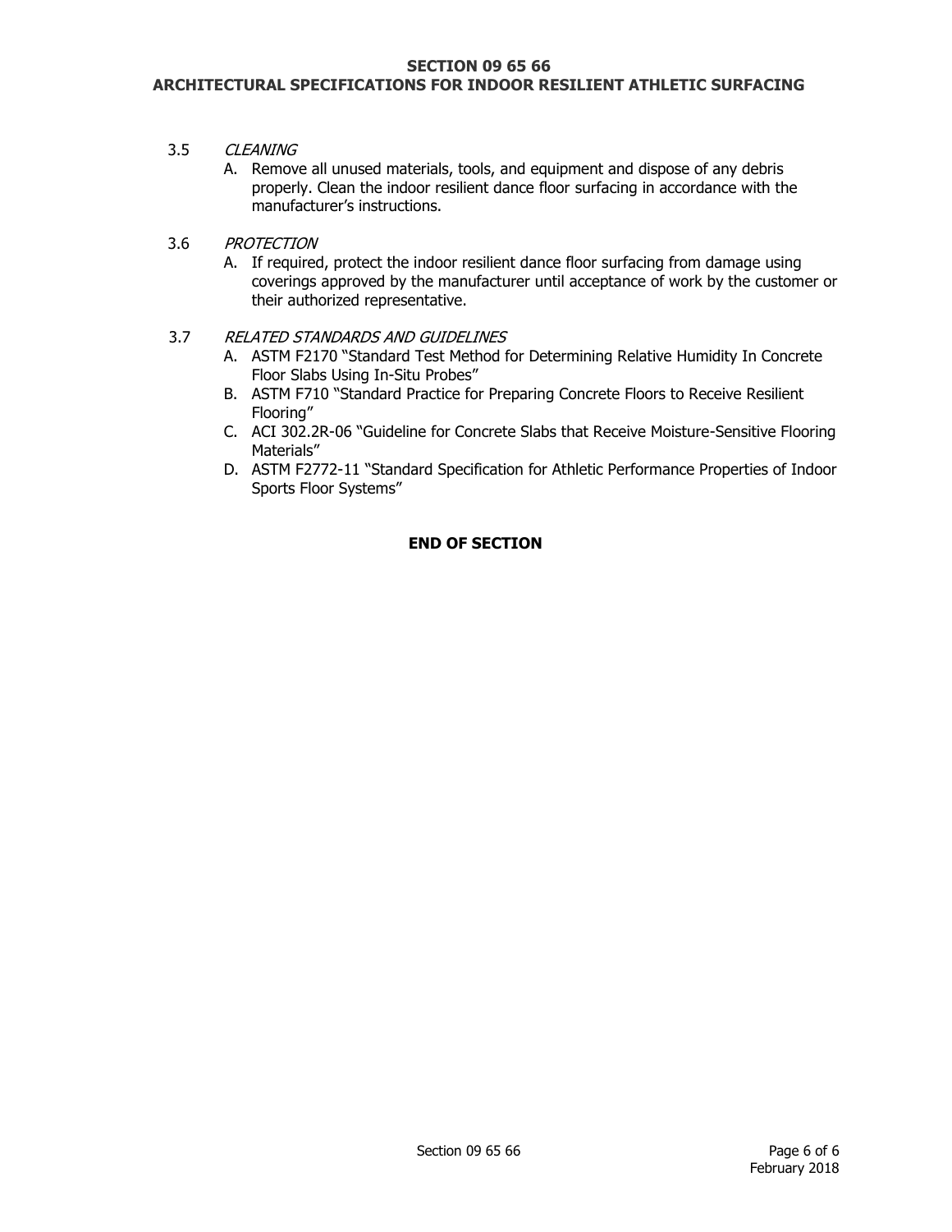3.5 *CLEANING*

A. Remove all unused materials, tools, and equipment and dispose of any debris properly. Clean the indoor resilient dance floor surfacing in accordance with the manufacturer's instructions.

3.6 *PROTECTION*

A. If required, protect the indoor resilient dance floor surfacing from damage using coverings approved by the manufacturer until acceptance of work by the customer or their authorized representative.

3.7 *RELATED STANDARDS AND GUIDELINES*

A. ASTM F2170 "Standard Test Method for Determining Relative Humidity In Concrete Floor Slabs Using In-Situ Probes"
B. ASTM F710 "Standard Practice for Preparing Concrete Floors to Receive Resilient Flooring"
C. ACI 302.2R-06 "Guideline for Concrete Slabs that Receive Moisture-Sensitive Flooring Materials"
D. ASTM F2772-11 "Standard Specification for Athletic Performance Properties of Indoor Sports Floor Systems"

**END OF SECTION**